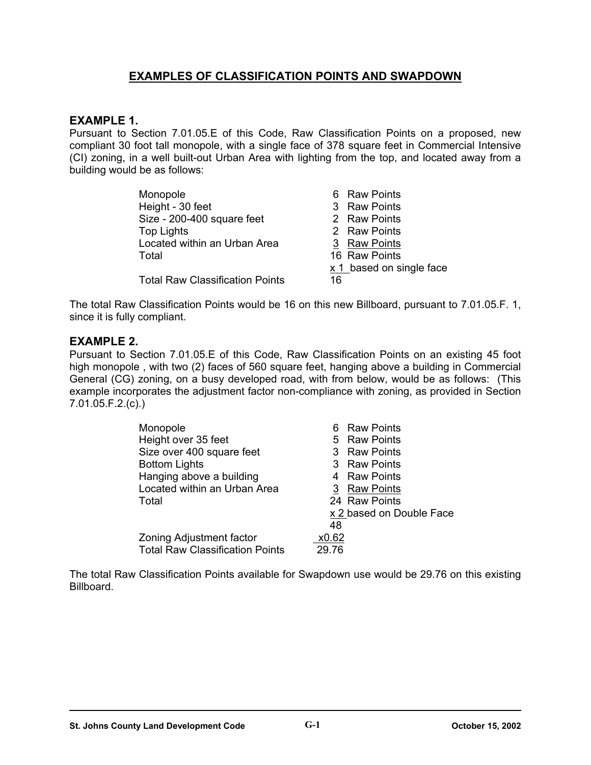# EXAMPLES OF CLASSIFICATION POINTS AND SWAPDOWN

## EXAMPLE 1.

Pursuant to Section 7.01.05.E of this Code, Raw Classification Points on a proposed, new compliant 30 foot tall monopole, with a single face of 378 square feet in Commercial Intensive (CI) zoning, in a well built-out Urban Area with lighting from the top, and located away from a building would be as follows:

| | |
|---|---|
| Monopole | 6 Raw Points |
| Height - 30 feet | 3 Raw Points |
| Size - 200-400 square feet | 2 Raw Points |
| Top Lights | 2 Raw Points |
| Located within an Urban Area | 3 Raw Points |
| Total | 16 Raw Points |
| | x 1 based on single face |
| Total Raw Classification Points | 16 |

The total Raw Classification Points would be 16 on this new Billboard, pursuant to 7.01.05.F. 1, since it is fully compliant.

## EXAMPLE 2.

Pursuant to Section 7.01.05.E of this Code, Raw Classification Points on an existing 45 foot high monopole , with two (2) faces of 560 square feet, hanging above a building in Commercial General (CG) zoning, on a busy developed road, with from below, would be as follows: (This example incorporates the adjustment factor non-compliance with zoning, as provided in Section 7.01.05.F.2.(c).)

| | |
|---|---|
| Monopole | 6 Raw Points |
| Height over 35 feet | 5 Raw Points |
| Size over 400 square feet | 3 Raw Points |
| Bottom Lights | 3 Raw Points |
| Hanging above a building | 4 Raw Points |
| Located within an Urban Area | 3 Raw Points |
| Total | 24 Raw Points |
| | x 2 based on Double Face |
| | 48 |
| Zoning Adjustment factor | x0.62 |
| Total Raw Classification Points | 29.76 |

The total Raw Classification Points available for Swapdown use would be 29.76 on this existing Billboard.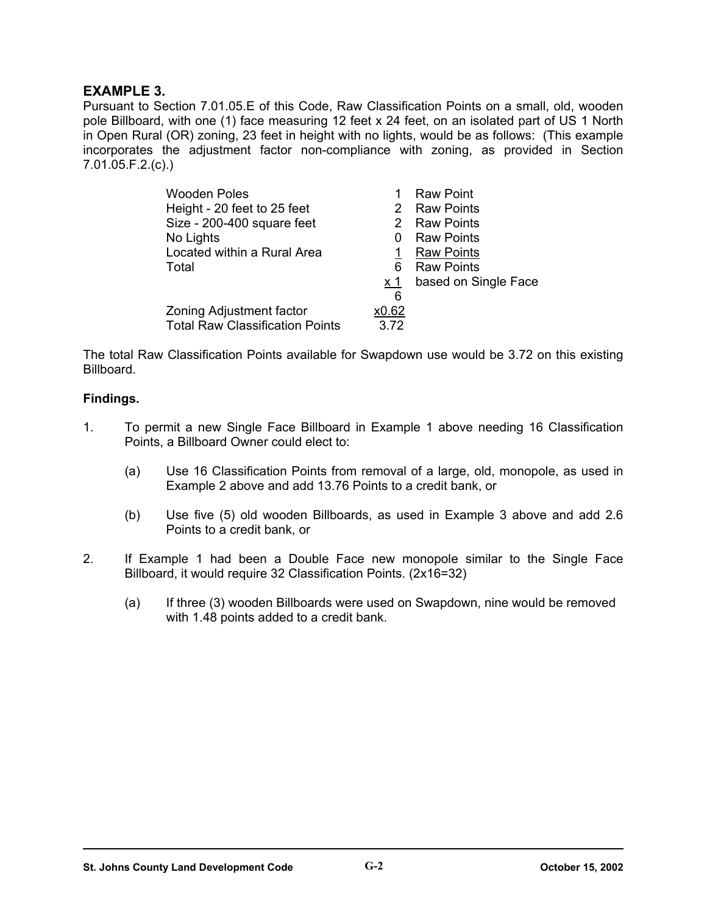### EXAMPLE 3.

Pursuant to Section 7.01.05.E of this Code, Raw Classification Points on a small, old, wooden pole Billboard, with one (1) face measuring 12 feet x 24 feet, on an isolated part of US 1 North in Open Rural (OR) zoning, 23 feet in height with no lights, would be as follows: (This example incorporates the adjustment factor non-compliance with zoning, as provided in Section 7.01.05.F.2.(c).)

| | | |
|---|---|---|
| Wooden Poles | 1 | Raw Point |
| Height - 20 feet to 25 feet | 2 | Raw Points |
| Size - 200-400 square feet | 2 | Raw Points |
| No Lights | 0 | Raw Points |
| Located within a Rural Area | 1 | Raw Points |
| Total | 6 | Raw Points |
| | x 1 | based on Single Face |
| | 6 | |
| Zoning Adjustment factor | x0.62 | |
| Total Raw Classification Points | 3.72 | |

The total Raw Classification Points available for Swapdown use would be 3.72 on this existing Billboard.

**Findings.**

1. To permit a new Single Face Billboard in Example 1 above needing 16 Classification Points, a Billboard Owner could elect to:

   (a) Use 16 Classification Points from removal of a large, old, monopole, as used in Example 2 above and add 13.76 Points to a credit bank, or

   (b) Use five (5) old wooden Billboards, as used in Example 3 above and add 2.6 Points to a credit bank, or

2. If Example 1 had been a Double Face new monopole similar to the Single Face Billboard, it would require 32 Classification Points. (2x16=32)

   (a) If three (3) wooden Billboards were used on Swapdown, nine would be removed with 1.48 points added to a credit bank.